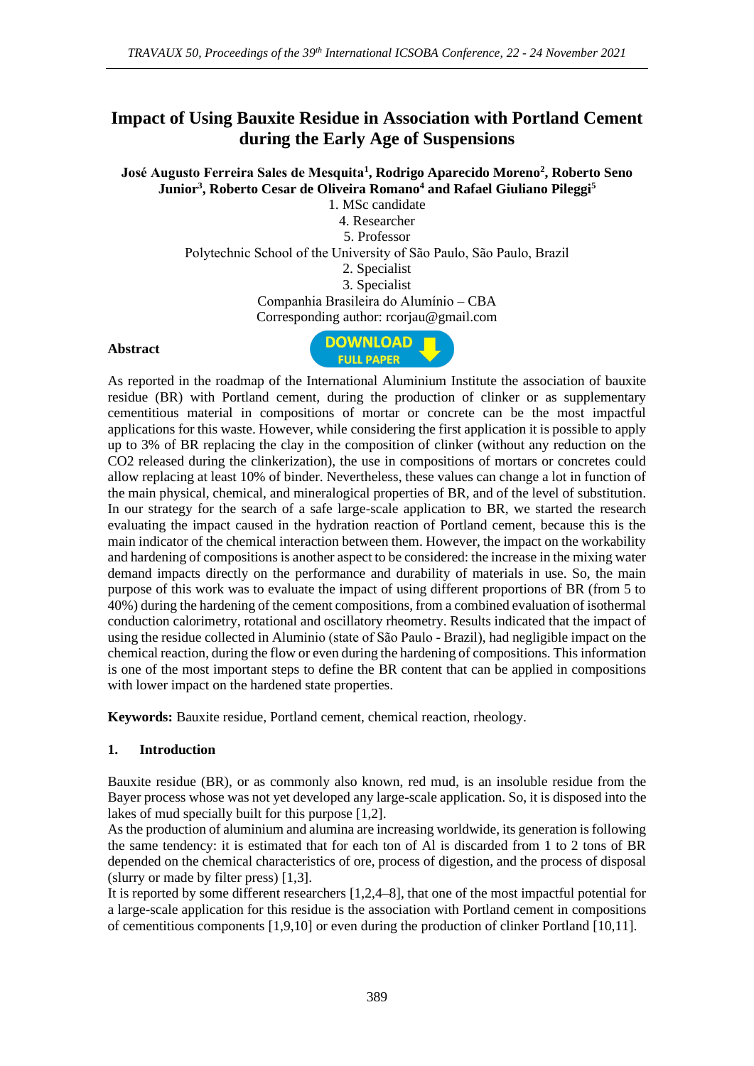# Impact of Using Bauxite Residue in Association with Portland Cement during the Early Age of Suspensions

**José Augusto Ferreira Sales de Mesquita[1], Rodrigo Aparecido Moreno[2], Roberto Seno Junior[3], Roberto Cesar de Oliveira Romano[4] and Rafael Giuliano Pileggi[5]**

1. MSc candidate
4. Researcher
5. Professor

Polytechnic School of the University of São Paulo, São Paulo, Brazil

2. Specialist
3. Specialist

Companhia Brasileira do Alumínio – CBA

Corresponding author: rcorjau@gmail.com

## Abstract

As reported in the roadmap of the International Aluminium Institute the association of bauxite residue (BR) with Portland cement, during the production of clinker or as supplementary cementitious material in compositions of mortar or concrete can be the most impactful applications for this waste. However, while considering the first application it is possible to apply up to 3% of BR replacing the clay in the composition of clinker (without any reduction on the CO2 released during the clinkerization), the use in compositions of mortars or concretes could allow replacing at least 10% of binder. Nevertheless, these values can change a lot in function of the main physical, chemical, and mineralogical properties of BR, and of the level of substitution. In our strategy for the search of a safe large-scale application to BR, we started the research evaluating the impact caused in the hydration reaction of Portland cement, because this is the main indicator of the chemical interaction between them. However, the impact on the workability and hardening of compositions is another aspect to be considered: the increase in the mixing water demand impacts directly on the performance and durability of materials in use. So, the main purpose of this work was to evaluate the impact of using different proportions of BR (from 5 to 40%) during the hardening of the cement compositions, from a combined evaluation of isothermal conduction calorimetry, rotational and oscillatory rheometry. Results indicated that the impact of using the residue collected in Aluminio (state of São Paulo - Brazil), had negligible impact on the chemical reaction, during the flow or even during the hardening of compositions. This information is one of the most important steps to define the BR content that can be applied in compositions with lower impact on the hardened state properties.

**Keywords:** Bauxite residue, Portland cement, chemical reaction, rheology.

## 1. Introduction

Bauxite residue (BR), or as commonly also known, red mud, is an insoluble residue from the Bayer process whose was not yet developed any large-scale application. So, it is disposed into the lakes of mud specially built for this purpose [1,2].

As the production of aluminium and alumina are increasing worldwide, its generation is following the same tendency: it is estimated that for each ton of Al is discarded from 1 to 2 tons of BR depended on the chemical characteristics of ore, process of digestion, and the process of disposal (slurry or made by filter press) [1,3].

It is reported by some different researchers [1,2,4–8], that one of the most impactful potential for a large-scale application for this residue is the association with Portland cement in compositions of cementitious components [1,9,10] or even during the production of clinker Portland [10,11].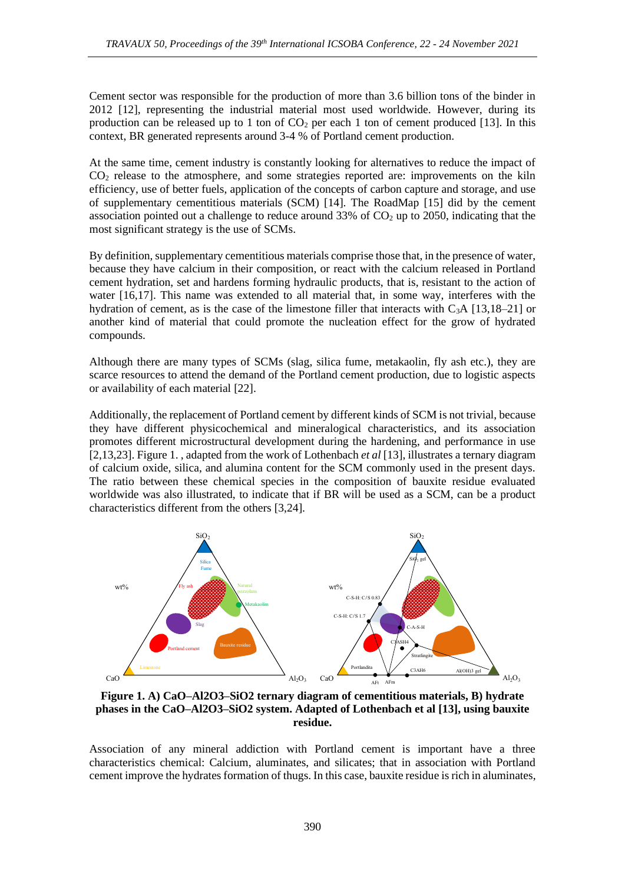Cement sector was responsible for the production of more than 3.6 billion tons of the binder in 2012 [12], representing the industrial material most used worldwide. However, during its production can be released up to 1 ton of $CO_2$ per each 1 ton of cement produced [13]. In this context, BR generated represents around 3-4 % of Portland cement production.

At the same time, cement industry is constantly looking for alternatives to reduce the impact of $CO_2$ release to the atmosphere, and some strategies reported are: improvements on the kiln efficiency, use of better fuels, application of the concepts of carbon capture and storage, and use of supplementary cementitious materials (SCM) [14]. The RoadMap [15] did by the cement association pointed out a challenge to reduce around 33% of $CO_2$ up to 2050, indicating that the most significant strategy is the use of SCMs.

By definition, supplementary cementitious materials comprise those that, in the presence of water, because they have calcium in their composition, or react with the calcium released in Portland cement hydration, set and hardens forming hydraulic products, that is, resistant to the action of water [16,17]. This name was extended to all material that, in some way, interferes with the hydration of cement, as is the case of the limestone filler that interacts with $C_3A$ [13,18–21] or another kind of material that could promote the nucleation effect for the grow of hydrated compounds.

Although there are many types of SCMs (slag, silica fume, metakaolin, fly ash etc.), they are scarce resources to attend the demand of the Portland cement production, due to logistic aspects or availability of each material [22].

Additionally, the replacement of Portland cement by different kinds of SCM is not trivial, because they have different physicochemical and mineralogical characteristics, and its association promotes different microstructural development during the hardening, and performance in use [2,13,23]. Figure 1. , adapted from the work of Lothenbach *et al* [13], illustrates a ternary diagram of calcium oxide, silica, and alumina content for the SCM commonly used in the present days. The ratio between these chemical species in the composition of bauxite residue evaluated worldwide was also illustrated, to indicate that if BR will be used as a SCM, can be a product characteristics different from the others [3,24].

**Figure 1. A) CaO–Al2O3–SiO2 ternary diagram of cementitious materials, B) hydrate phases in the CaO–Al2O3–SiO2 system. Adapted of Lothenbach et al [13], using bauxite residue.**

Association of any mineral addiction with Portland cement is important have a three characteristics chemical: Calcium, aluminates, and silicates; that in association with Portland cement improve the hydrates formation of thugs. In this case, bauxite residue is rich in aluminates,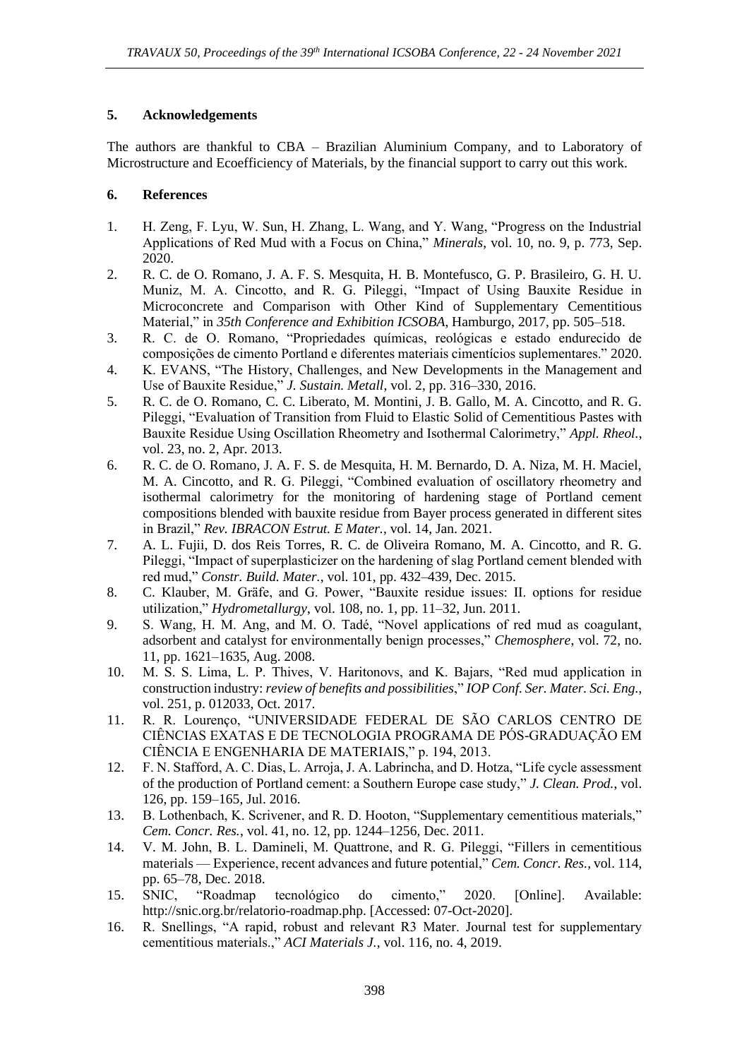## 5. Acknowledgements

The authors are thankful to CBA – Brazilian Aluminium Company, and to Laboratory of Microstructure and Ecoefficiency of Materials, by the financial support to carry out this work.

## 6. References

1. H. Zeng, F. Lyu, W. Sun, H. Zhang, L. Wang, and Y. Wang, "Progress on the Industrial Applications of Red Mud with a Focus on China," *Minerals*, vol. 10, no. 9, p. 773, Sep. 2020.
2. R. C. de O. Romano, J. A. F. S. Mesquita, H. B. Montefusco, G. P. Brasileiro, G. H. U. Muniz, M. A. Cincotto, and R. G. Pileggi, "Impact of Using Bauxite Residue in Microconcrete and Comparison with Other Kind of Supplementary Cementitious Material," in *35th Conference and Exhibition ICSOBA*, Hamburgo, 2017, pp. 505–518.
3. R. C. de O. Romano, "Propriedades químicas, reológicas e estado endurecido de composições de cimento Portland e diferentes materiais cimentícios suplementares." 2020.
4. K. EVANS, "The History, Challenges, and New Developments in the Management and Use of Bauxite Residue," *J. Sustain. Metall*, vol. 2, pp. 316–330, 2016.
5. R. C. de O. Romano, C. C. Liberato, M. Montini, J. B. Gallo, M. A. Cincotto, and R. G. Pileggi, "Evaluation of Transition from Fluid to Elastic Solid of Cementitious Pastes with Bauxite Residue Using Oscillation Rheometry and Isothermal Calorimetry," *Appl. Rheol.*, vol. 23, no. 2, Apr. 2013.
6. R. C. de O. Romano, J. A. F. S. de Mesquita, H. M. Bernardo, D. A. Niza, M. H. Maciel, M. A. Cincotto, and R. G. Pileggi, "Combined evaluation of oscillatory rheometry and isothermal calorimetry for the monitoring of hardening stage of Portland cement compositions blended with bauxite residue from Bayer process generated in different sites in Brazil," *Rev. IBRACON Estrut. E Mater.*, vol. 14, Jan. 2021.
7. A. L. Fujii, D. dos Reis Torres, R. C. de Oliveira Romano, M. A. Cincotto, and R. G. Pileggi, "Impact of superplasticizer on the hardening of slag Portland cement blended with red mud," *Constr. Build. Mater.*, vol. 101, pp. 432–439, Dec. 2015.
8. C. Klauber, M. Gräfe, and G. Power, "Bauxite residue issues: II. options for residue utilization," *Hydrometallurgy*, vol. 108, no. 1, pp. 11–32, Jun. 2011.
9. S. Wang, H. M. Ang, and M. O. Tadé, "Novel applications of red mud as coagulant, adsorbent and catalyst for environmentally benign processes," *Chemosphere*, vol. 72, no. 11, pp. 1621–1635, Aug. 2008.
10. M. S. S. Lima, L. P. Thives, V. Haritonovs, and K. Bajars, "Red mud application in construction industry: *review of benefits and possibilities*," *IOP Conf. Ser. Mater. Sci. Eng.*, vol. 251, p. 012033, Oct. 2017.
11. R. R. Lourenço, "UNIVERSIDADE FEDERAL DE SÃO CARLOS CENTRO DE CIÊNCIAS EXATAS E DE TECNOLOGIA PROGRAMA DE PÓS-GRADUAÇÃO EM CIÊNCIA E ENGENHARIA DE MATERIAIS," p. 194, 2013.
12. F. N. Stafford, A. C. Dias, L. Arroja, J. A. Labrincha, and D. Hotza, "Life cycle assessment of the production of Portland cement: a Southern Europe case study," *J. Clean. Prod.*, vol. 126, pp. 159–165, Jul. 2016.
13. B. Lothenbach, K. Scrivener, and R. D. Hooton, "Supplementary cementitious materials," *Cem. Concr. Res.*, vol. 41, no. 12, pp. 1244–1256, Dec. 2011.
14. V. M. John, B. L. Damineli, M. Quattrone, and R. G. Pileggi, "Fillers in cementitious materials — Experience, recent advances and future potential," *Cem. Concr. Res.*, vol. 114, pp. 65–78, Dec. 2018.
15. SNIC, "Roadmap tecnológico do cimento," 2020. [Online]. Available: http://snic.org.br/relatorio-roadmap.php. [Accessed: 07-Oct-2020].
16. R. Snellings, "A rapid, robust and relevant R3 Mater. Journal test for supplementary cementitious materials.," *ACI Materials J.*, vol. 116, no. 4, 2019.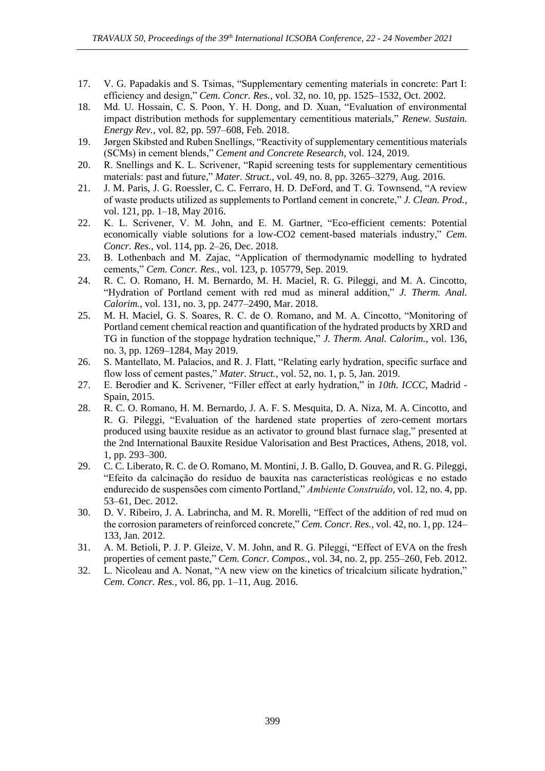17. V. G. Papadakis and S. Tsimas, "Supplementary cementing materials in concrete: Part I: efficiency and design," *Cem. Concr. Res.*, vol. 32, no. 10, pp. 1525–1532, Oct. 2002.
18. Md. U. Hossain, C. S. Poon, Y. H. Dong, and D. Xuan, "Evaluation of environmental impact distribution methods for supplementary cementitious materials," *Renew. Sustain. Energy Rev.*, vol. 82, pp. 597–608, Feb. 2018.
19. Jørgen Skibsted and Ruben Snellings, "Reactivity of supplementary cementitious materials (SCMs) in cement blends," *Cement and Concrete Research*, vol. 124, 2019.
20. R. Snellings and K. L. Scrivener, "Rapid screening tests for supplementary cementitious materials: past and future," *Mater. Struct.*, vol. 49, no. 8, pp. 3265–3279, Aug. 2016.
21. J. M. Paris, J. G. Roessler, C. C. Ferraro, H. D. DeFord, and T. G. Townsend, "A review of waste products utilized as supplements to Portland cement in concrete," *J. Clean. Prod.*, vol. 121, pp. 1–18, May 2016.
22. K. L. Scrivener, V. M. John, and E. M. Gartner, "Eco-efficient cements: Potential economically viable solutions for a low-CO2 cement-based materials industry," *Cem. Concr. Res.*, vol. 114, pp. 2–26, Dec. 2018.
23. B. Lothenbach and M. Zajac, "Application of thermodynamic modelling to hydrated cements," *Cem. Concr. Res.*, vol. 123, p. 105779, Sep. 2019.
24. R. C. O. Romano, H. M. Bernardo, M. H. Maciel, R. G. Pileggi, and M. A. Cincotto, "Hydration of Portland cement with red mud as mineral addition," *J. Therm. Anal. Calorim.*, vol. 131, no. 3, pp. 2477–2490, Mar. 2018.
25. M. H. Maciel, G. S. Soares, R. C. de O. Romano, and M. A. Cincotto, "Monitoring of Portland cement chemical reaction and quantification of the hydrated products by XRD and TG in function of the stoppage hydration technique," *J. Therm. Anal. Calorim.*, vol. 136, no. 3, pp. 1269–1284, May 2019.
26. S. Mantellato, M. Palacios, and R. J. Flatt, "Relating early hydration, specific surface and flow loss of cement pastes," *Mater. Struct.*, vol. 52, no. 1, p. 5, Jan. 2019.
27. E. Berodier and K. Scrivener, "Filler effect at early hydration," in *10th. ICCC*, Madrid - Spain, 2015.
28. R. C. O. Romano, H. M. Bernardo, J. A. F. S. Mesquita, D. A. Niza, M. A. Cincotto, and R. G. Pileggi, "Evaluation of the hardened state properties of zero-cement mortars produced using bauxite residue as an activator to ground blast furnace slag," presented at the 2nd International Bauxite Residue Valorisation and Best Practices, Athens, 2018, vol. 1, pp. 293–300.
29. C. C. Liberato, R. C. de O. Romano, M. Montini, J. B. Gallo, D. Gouvea, and R. G. Pileggi, "Efeito da calcinação do resíduo de bauxita nas características reológicas e no estado endurecido de suspensões com cimento Portland," *Ambiente Construído*, vol. 12, no. 4, pp. 53–61, Dec. 2012.
30. D. V. Ribeiro, J. A. Labrincha, and M. R. Morelli, "Effect of the addition of red mud on the corrosion parameters of reinforced concrete," *Cem. Concr. Res.*, vol. 42, no. 1, pp. 124–133, Jan. 2012.
31. A. M. Betioli, P. J. P. Gleize, V. M. John, and R. G. Pileggi, "Effect of EVA on the fresh properties of cement paste," *Cem. Concr. Compos.*, vol. 34, no. 2, pp. 255–260, Feb. 2012.
32. L. Nicoleau and A. Nonat, "A new view on the kinetics of tricalcium silicate hydration," *Cem. Concr. Res.*, vol. 86, pp. 1–11, Aug. 2016.